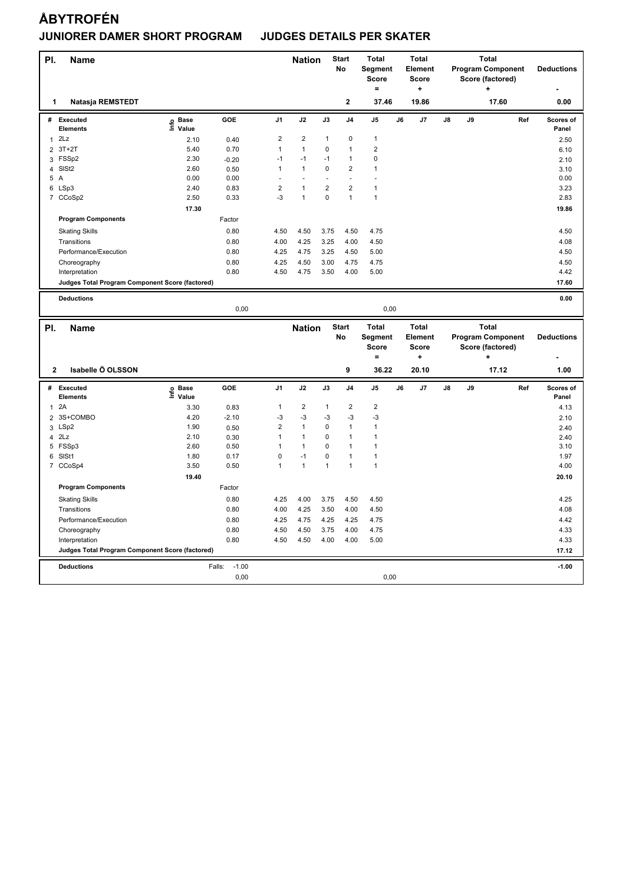# ÅBYTROFÉN

## JUNIORER DAMER SHORT PROGRAM JUDGES DETAILS PER SKATER

| Pl. | Name | Nation | Start No | Total Segment Score = | Total Element Score + | Total Program Component Score (factored) + | Deductions - |
|---|---|---|---|---|---|---|---|
| 1 | Natasja REMSTEDT | | 2 | 37.46 | 19.86 | 17.60 | 0.00 |

| # | Executed Elements | Info | Base Value | GOE | J1 | J2 | J3 | J4 | J5 | J6 | J7 | J8 | J9 | Ref | Scores of Panel |
|---|---|---|---|---|---|---|---|---|---|---|---|---|---|---|---|
| 1 | 2Lz | | 2.10 | 0.40 | 2 | 2 | 1 | 0 | 1 | | | | | | 2.50 |
| 2 | 3T+2T | | 5.40 | 0.70 | 1 | 1 | 0 | 1 | 2 | | | | | | 6.10 |
| 3 | FSSp2 | | 2.30 | -0.20 | -1 | -1 | -1 | 1 | 0 | | | | | | 2.10 |
| 4 | SlSt2 | | 2.60 | 0.50 | 1 | 1 | 0 | 2 | 1 | | | | | | 3.10 |
| 5 | A | | 0.00 | 0.00 | - | - | - | - | - | | | | | | 0.00 |
| 6 | LSp3 | | 2.40 | 0.83 | 2 | 1 | 2 | 2 | 1 | | | | | | 3.23 |
| 7 | CCoSp2 | | 2.50 | 0.33 | -3 | 1 | 0 | 1 | 1 | | | | | | 2.83 |
| | | | 17.30 | | | | | | | | | | | | 19.86 |
| | **Program Components** | | | Factor | | | | | | | | | | | |
| | Skating Skills | | | 0.80 | 4.50 | 4.50 | 3.75 | 4.50 | 4.75 | | | | | | 4.50 |
| | Transitions | | | 0.80 | 4.00 | 4.25 | 3.25 | 4.00 | 4.50 | | | | | | 4.08 |
| | Performance/Execution | | | 0.80 | 4.25 | 4.75 | 3.25 | 4.50 | 5.00 | | | | | | 4.50 |
| | Choreography | | | 0.80 | 4.25 | 4.50 | 3.00 | 4.75 | 4.75 | | | | | | 4.50 |
| | Interpretation | | | 0.80 | 4.50 | 4.75 | 3.50 | 4.00 | 5.00 | | | | | | 4.42 |
| | **Judges Total Program Component Score (factored)** | | | | | | | | | | | | | | 17.60 |
| | **Deductions** | | | | | | | | | | | | | | 0.00 |
| | | | | 0,00 | | | | | 0,00 | | | | | | |

| Pl. | Name | Nation | Start No | Total Segment Score = | Total Element Score + | Total Program Component Score (factored) + | Deductions - |
|---|---|---|---|---|---|---|---|
| 2 | Isabelle Ö OLSSON | | 9 | 36.22 | 20.10 | 17.12 | 1.00 |

| # | Executed Elements | Info | Base Value | GOE | J1 | J2 | J3 | J4 | J5 | J6 | J7 | J8 | J9 | Ref | Scores of Panel |
|---|---|---|---|---|---|---|---|---|---|---|---|---|---|---|---|
| 1 | 2A | | 3.30 | 0.83 | 1 | 2 | 1 | 2 | 2 | | | | | | 4.13 |
| 2 | 3S+COMBO | | 4.20 | -2.10 | -3 | -3 | -3 | -3 | -3 | | | | | | 2.10 |
| 3 | LSp2 | | 1.90 | 0.50 | 2 | 1 | 0 | 1 | 1 | | | | | | 2.40 |
| 4 | 2Lz | | 2.10 | 0.30 | 1 | 1 | 0 | 1 | 1 | | | | | | 2.40 |
| 5 | FSSp3 | | 2.60 | 0.50 | 1 | 1 | 0 | 1 | 1 | | | | | | 3.10 |
| 6 | SlSt1 | | 1.80 | 0.17 | 0 | -1 | 0 | 1 | 1 | | | | | | 1.97 |
| 7 | CCoSp4 | | 3.50 | 0.50 | 1 | 1 | 1 | 1 | 1 | | | | | | 4.00 |
| | | | 19.40 | | | | | | | | | | | | 20.10 |
| | **Program Components** | | | Factor | | | | | | | | | | | |
| | Skating Skills | | | 0.80 | 4.25 | 4.00 | 3.75 | 4.50 | 4.50 | | | | | | 4.25 |
| | Transitions | | | 0.80 | 4.00 | 4.25 | 3.50 | 4.00 | 4.50 | | | | | | 4.08 |
| | Performance/Execution | | | 0.80 | 4.25 | 4.75 | 4.25 | 4.25 | 4.75 | | | | | | 4.42 |
| | Choreography | | | 0.80 | 4.50 | 4.50 | 3.75 | 4.00 | 4.75 | | | | | | 4.33 |
| | Interpretation | | | 0.80 | 4.50 | 4.50 | 4.00 | 4.00 | 5.00 | | | | | | 4.33 |
| | **Judges Total Program Component Score (factored)** | | | | | | | | | | | | | | 17.12 |
| | **Deductions** | | | Falls: -1.00 | | | | | | | | | | | -1.00 |
| | | | | 0,00 | | | | | 0,00 | | | | | | |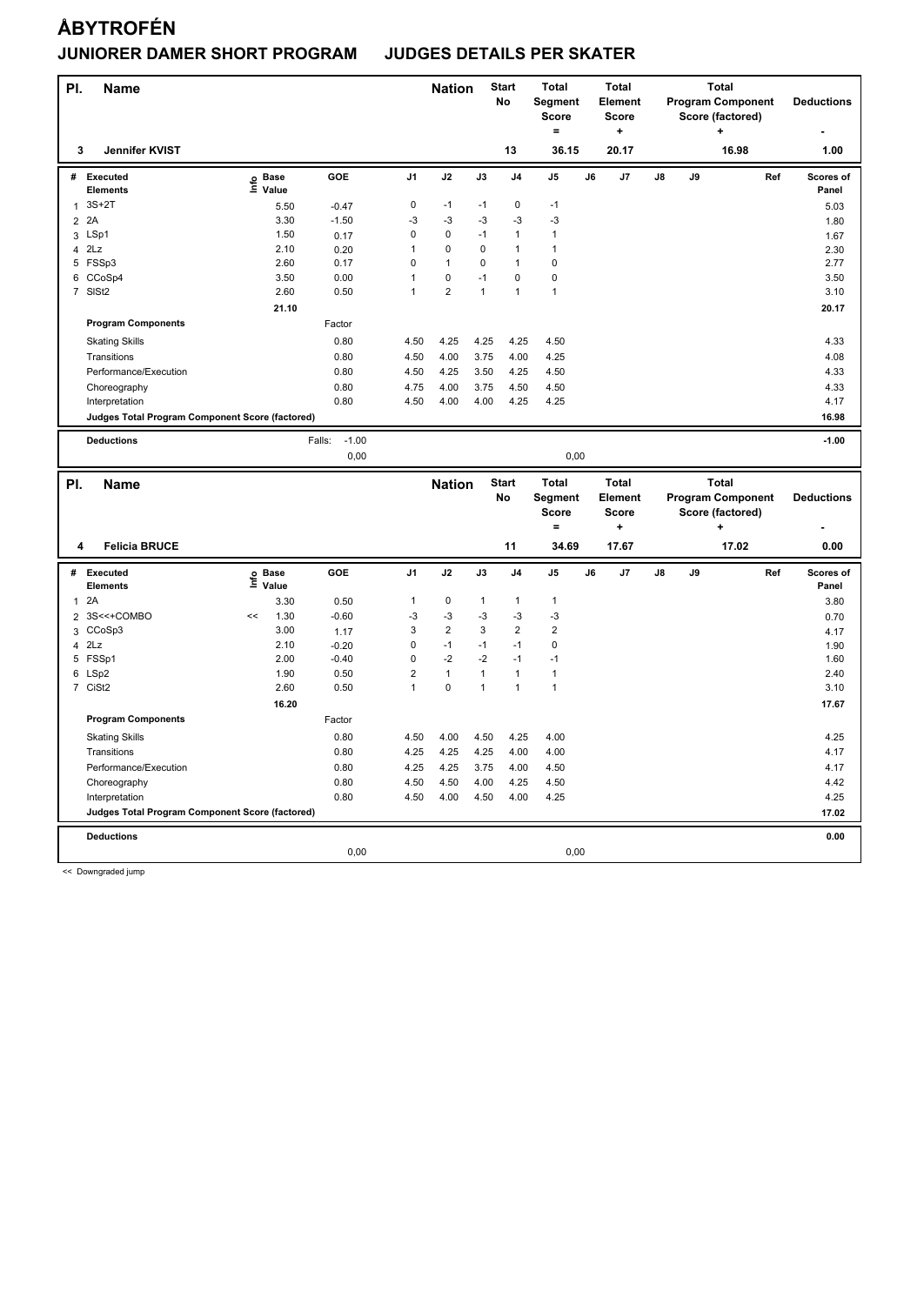# ÅBYTROFÉN

## JUNIORER DAMER SHORT PROGRAM JUDGES DETAILS PER SKATER

| Pl. | Name | Nation | Start No | Total Segment Score = | Total Element Score + | Total Program Component Score (factored) + | Deductions - |
|---|---|---|---|---|---|---|---|
| 3 | Jennifer KVIST | | 13 | 36.15 | 20.17 | 16.98 | 1.00 |

| # | Executed Elements | Info | Base Value | GOE | J1 | J2 | J3 | J4 | J5 | J6 | J7 | J8 | J9 | Ref | Scores of Panel |
|---|---|---|---|---|---|---|---|---|---|---|---|---|---|---|---|
| 1 | 3S+2T | | 5.50 | -0.47 | 0 | -1 | -1 | 0 | -1 | | | | | | 5.03 |
| 2 | 2A | | 3.30 | -1.50 | -3 | -3 | -3 | -3 | -3 | | | | | | 1.80 |
| 3 | LSp1 | | 1.50 | 0.17 | 0 | 0 | -1 | 1 | 1 | | | | | | 1.67 |
| 4 | 2Lz | | 2.10 | 0.20 | 1 | 0 | 0 | 1 | 1 | | | | | | 2.30 |
| 5 | FSSp3 | | 2.60 | 0.17 | 0 | 1 | 0 | 1 | 0 | | | | | | 2.77 |
| 6 | CCoSp4 | | 3.50 | 0.00 | 1 | 0 | -1 | 0 | 0 | | | | | | 3.50 |
| 7 | SlSt2 | | 2.60 | 0.50 | 1 | 2 | 1 | 1 | 1 | | | | | | 3.10 |
| | | | 21.10 | | | | | | | | | | | | 20.17 |
| | **Program Components** | | | Factor | | | | | | | | | | | |
| | Skating Skills | | | 0.80 | 4.50 | 4.25 | 4.25 | 4.25 | 4.50 | | | | | | 4.33 |
| | Transitions | | | 0.80 | 4.50 | 4.00 | 3.75 | 4.00 | 4.25 | | | | | | 4.08 |
| | Performance/Execution | | | 0.80 | 4.50 | 4.25 | 3.50 | 4.25 | 4.50 | | | | | | 4.33 |
| | Choreography | | | 0.80 | 4.75 | 4.00 | 3.75 | 4.50 | 4.50 | | | | | | 4.33 |
| | Interpretation | | | 0.80 | 4.50 | 4.00 | 4.00 | 4.25 | 4.25 | | | | | | 4.17 |
| | Judges Total Program Component Score (factored) | | | | | | | | | | | | | | 16.98 |
| | **Deductions** | | | Falls: -1.00 | | | | | | | | | | | -1.00 |
| | | | | 0,00 | | | | | 0,00 | | | | | | |

| Pl. | Name | Nation | Start No | Total Segment Score = | Total Element Score + | Total Program Component Score (factored) + | Deductions - |
|---|---|---|---|---|---|---|---|
| 4 | Felicia BRUCE | | 11 | 34.69 | 17.67 | 17.02 | 0.00 |

| # | Executed Elements | Info | Base Value | GOE | J1 | J2 | J3 | J4 | J5 | J6 | J7 | J8 | J9 | Ref | Scores of Panel |
|---|---|---|---|---|---|---|---|---|---|---|---|---|---|---|---|
| 1 | 2A | | 3.30 | 0.50 | 1 | 0 | 1 | 1 | 1 | | | | | | 3.80 |
| 2 | 3S<<+COMBO | << | 1.30 | -0.60 | -3 | -3 | -3 | -3 | -3 | | | | | | 0.70 |
| 3 | CCoSp3 | | 3.00 | 1.17 | 3 | 2 | 3 | 2 | 2 | | | | | | 4.17 |
| 4 | 2Lz | | 2.10 | -0.20 | 0 | -1 | -1 | -1 | 0 | | | | | | 1.90 |
| 5 | FSSp1 | | 2.00 | -0.40 | 0 | -2 | -2 | -1 | -1 | | | | | | 1.60 |
| 6 | LSp2 | | 1.90 | 0.50 | 2 | 1 | 1 | 1 | 1 | | | | | | 2.40 |
| 7 | CiSt2 | | 2.60 | 0.50 | 1 | 0 | 1 | 1 | 1 | | | | | | 3.10 |
| | | | 16.20 | | | | | | | | | | | | 17.67 |
| | **Program Components** | | | Factor | | | | | | | | | | | |
| | Skating Skills | | | 0.80 | 4.50 | 4.00 | 4.50 | 4.25 | 4.00 | | | | | | 4.25 |
| | Transitions | | | 0.80 | 4.25 | 4.25 | 4.25 | 4.00 | 4.00 | | | | | | 4.17 |
| | Performance/Execution | | | 0.80 | 4.25 | 4.25 | 3.75 | 4.00 | 4.50 | | | | | | 4.17 |
| | Choreography | | | 0.80 | 4.50 | 4.50 | 4.00 | 4.25 | 4.50 | | | | | | 4.42 |
| | Interpretation | | | 0.80 | 4.50 | 4.00 | 4.50 | 4.00 | 4.25 | | | | | | 4.25 |
| | Judges Total Program Component Score (factored) | | | | | | | | | | | | | | 17.02 |
| | **Deductions** | | | | | | | | | | | | | | 0.00 |
| | | | | 0,00 | | | | | 0,00 | | | | | | |

<< Downgraded jump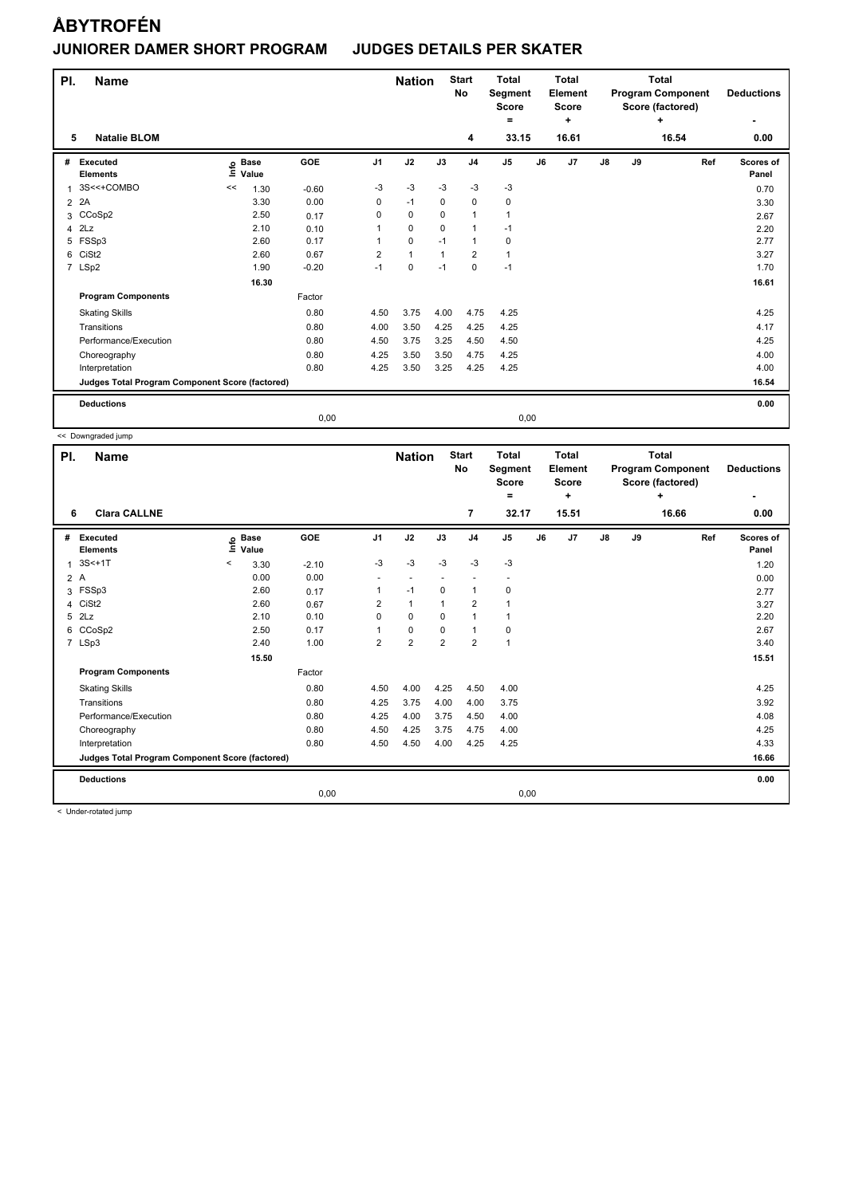# ÅBYTROFÉN

## JUNIORER DAMER SHORT PROGRAM JUDGES DETAILS PER SKATER

| Pl. | Name | Nation | Start No | Total Segment Score = | Total Element Score + | Total Program Component Score (factored) + | Deductions - |
|---|---|---|---|---|---|---|---|
| 5 | Natalie BLOM | | 4 | 33.15 | 16.61 | 16.54 | 0.00 |

| # | Executed Elements | Info | Base Value | GOE | J1 | J2 | J3 | J4 | J5 | J6 | J7 | J8 | J9 | Ref | Scores of Panel |
|---|---|---|---|---|---|---|---|---|---|---|---|---|---|---|---|
| 1 | 3S<<+COMBO | << | 1.30 | -0.60 | -3 | -3 | -3 | -3 | -3 | | | | | | 0.70 |
| 2 | 2A | | 3.30 | 0.00 | 0 | -1 | 0 | 0 | 0 | | | | | | 3.30 |
| 3 | CCoSp2 | | 2.50 | 0.17 | 0 | 0 | 0 | 1 | 1 | | | | | | 2.67 |
| 4 | 2Lz | | 2.10 | 0.10 | 1 | 0 | 0 | 1 | -1 | | | | | | 2.20 |
| 5 | FSSp3 | | 2.60 | 0.17 | 1 | 0 | -1 | 1 | 0 | | | | | | 2.77 |
| 6 | CiSt2 | | 2.60 | 0.67 | 2 | 1 | 1 | 2 | 1 | | | | | | 3.27 |
| 7 | LSp2 | | 1.90 | -0.20 | -1 | 0 | -1 | 0 | -1 | | | | | | 1.70 |
| | | | 16.30 | | | | | | | | | | | | 16.61 |
| | **Program Components** | | | Factor | | | | | | | | | | | |
| | Skating Skills | | | 0.80 | 4.50 | 3.75 | 4.00 | 4.75 | 4.25 | | | | | | 4.25 |
| | Transitions | | | 0.80 | 4.00 | 3.50 | 4.25 | 4.25 | 4.25 | | | | | | 4.17 |
| | Performance/Execution | | | 0.80 | 4.50 | 3.75 | 3.25 | 4.50 | 4.50 | | | | | | 4.25 |
| | Choreography | | | 0.80 | 4.25 | 3.50 | 3.50 | 4.75 | 4.25 | | | | | | 4.00 |
| | Interpretation | | | 0.80 | 4.25 | 3.50 | 3.25 | 4.25 | 4.25 | | | | | | 4.00 |
| | **Judges Total Program Component Score (factored)** | | | | | | | | | | | | | | 16.54 |
| | **Deductions** | | | | | | | | | | | | | | 0.00 |
| | | | | 0,00 | | | | | 0,00 | | | | | | |

<< Downgraded jump

| Pl. | Name | Nation | Start No | Total Segment Score = | Total Element Score + | Total Program Component Score (factored) + | Deductions - |
|---|---|---|---|---|---|---|---|
| 6 | Clara CALLNE | | 7 | 32.17 | 15.51 | 16.66 | 0.00 |

| # | Executed Elements | Info | Base Value | GOE | J1 | J2 | J3 | J4 | J5 | J6 | J7 | J8 | J9 | Ref | Scores of Panel |
|---|---|---|---|---|---|---|---|---|---|---|---|---|---|---|---|
| 1 | 3S<+1T | < | 3.30 | -2.10 | -3 | -3 | -3 | -3 | -3 | | | | | | 1.20 |
| 2 | A | | 0.00 | 0.00 | - | - | - | - | - | | | | | | 0.00 |
| 3 | FSSp3 | | 2.60 | 0.17 | 1 | -1 | 0 | 1 | 0 | | | | | | 2.77 |
| 4 | CiSt2 | | 2.60 | 0.67 | 2 | 1 | 1 | 2 | 1 | | | | | | 3.27 |
| 5 | 2Lz | | 2.10 | 0.10 | 0 | 0 | 0 | 1 | 1 | | | | | | 2.20 |
| 6 | CCoSp2 | | 2.50 | 0.17 | 1 | 0 | 0 | 1 | 0 | | | | | | 2.67 |
| 7 | LSp3 | | 2.40 | 1.00 | 2 | 2 | 2 | 2 | 1 | | | | | | 3.40 |
| | | | 15.50 | | | | | | | | | | | | 15.51 |
| | **Program Components** | | | Factor | | | | | | | | | | | |
| | Skating Skills | | | 0.80 | 4.50 | 4.00 | 4.25 | 4.50 | 4.00 | | | | | | 4.25 |
| | Transitions | | | 0.80 | 4.25 | 3.75 | 4.00 | 4.00 | 3.75 | | | | | | 3.92 |
| | Performance/Execution | | | 0.80 | 4.25 | 4.00 | 3.75 | 4.50 | 4.00 | | | | | | 4.08 |
| | Choreography | | | 0.80 | 4.50 | 4.25 | 3.75 | 4.75 | 4.00 | | | | | | 4.25 |
| | Interpretation | | | 0.80 | 4.50 | 4.50 | 4.00 | 4.25 | 4.25 | | | | | | 4.33 |
| | **Judges Total Program Component Score (factored)** | | | | | | | | | | | | | | 16.66 |
| | **Deductions** | | | | | | | | | | | | | | 0.00 |
| | | | | 0,00 | | | | | 0,00 | | | | | | |

< Under-rotated jump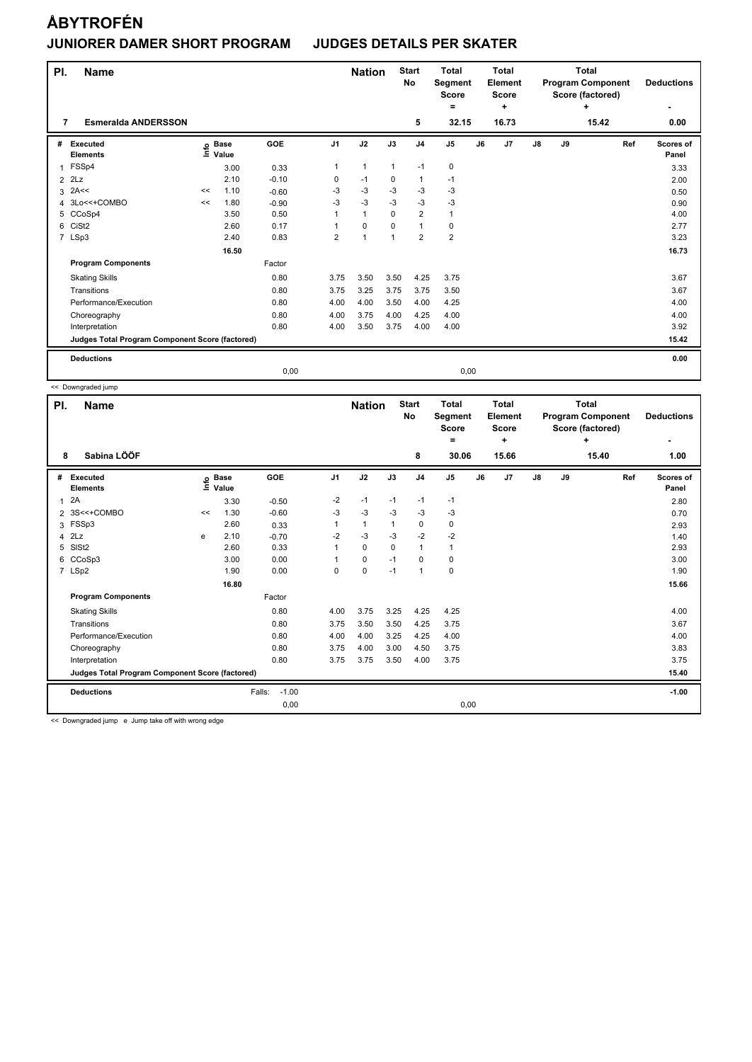# ÅBYTROFÉN

## JUNIORER DAMER SHORT PROGRAM JUDGES DETAILS PER SKATER

| Pl. | Name | Nation | Start No | Total Segment Score = | Total Element Score + | Total Program Component Score (factored) + | Deductions - |
|---|---|---|---|---|---|---|---|
| 7 | Esmeralda ANDERSSON | | 5 | 32.15 | 16.73 | 15.42 | 0.00 |

| # | Executed Elements | Info | Base Value | GOE | J1 | J2 | J3 | J4 | J5 | J6 | J7 | J8 | J9 | Ref | Scores of Panel |
|---|---|---|---|---|---|---|---|---|---|---|---|---|---|---|---|
| 1 | FSSp4 | | 3.00 | 0.33 | 1 | 1 | 1 | -1 | 0 | | | | | | 3.33 |
| 2 | 2Lz | | 2.10 | -0.10 | 0 | -1 | 0 | 1 | -1 | | | | | | 2.00 |
| 3 | 2A<< | << | 1.10 | -0.60 | -3 | -3 | -3 | -3 | -3 | | | | | | 0.50 |
| 4 | 3Lo<<+COMBO | << | 1.80 | -0.90 | -3 | -3 | -3 | -3 | -3 | | | | | | 0.90 |
| 5 | CCoSp4 | | 3.50 | 0.50 | 1 | 1 | 0 | 2 | 1 | | | | | | 4.00 |
| 6 | CiSt2 | | 2.60 | 0.17 | 1 | 0 | 0 | 1 | 0 | | | | | | 2.77 |
| 7 | LSp3 | | 2.40 | 0.83 | 2 | 1 | 1 | 2 | 2 | | | | | | 3.23 |
| | | | 16.50 | | | | | | | | | | | | 16.73 |
| | **Program Components** | | | Factor | | | | | | | | | | | |
| | Skating Skills | | | 0.80 | 3.75 | 3.50 | 3.50 | 4.25 | 3.75 | | | | | | 3.67 |
| | Transitions | | | 0.80 | 3.75 | 3.25 | 3.75 | 3.75 | 3.50 | | | | | | 3.67 |
| | Performance/Execution | | | 0.80 | 4.00 | 4.00 | 3.50 | 4.00 | 4.25 | | | | | | 4.00 |
| | Choreography | | | 0.80 | 4.00 | 3.75 | 4.00 | 4.25 | 4.00 | | | | | | 4.00 |
| | Interpretation | | | 0.80 | 4.00 | 3.50 | 3.75 | 4.00 | 4.00 | | | | | | 3.92 |
| | **Judges Total Program Component Score (factored)** | | | | | | | | | | | | | | 15.42 |
| | **Deductions** | | | | | | | | | | | | | | 0.00 |
| | | | | 0,00 | | | | | 0,00 | | | | | | |

<< Downgraded jump

| Pl. | Name | Nation | Start No | Total Segment Score = | Total Element Score + | Total Program Component Score (factored) + | Deductions - |
|---|---|---|---|---|---|---|---|
| 8 | Sabina LÖÖF | | 8 | 30.06 | 15.66 | 15.40 | 1.00 |

| # | Executed Elements | Info | Base Value | GOE | J1 | J2 | J3 | J4 | J5 | J6 | J7 | J8 | J9 | Ref | Scores of Panel |
|---|---|---|---|---|---|---|---|---|---|---|---|---|---|---|---|
| 1 | 2A | | 3.30 | -0.50 | -2 | -1 | -1 | -1 | -1 | | | | | | 2.80 |
| 2 | 3S<<+COMBO | << | 1.30 | -0.60 | -3 | -3 | -3 | -3 | -3 | | | | | | 0.70 |
| 3 | FSSp3 | | 2.60 | 0.33 | 1 | 1 | 1 | 0 | 0 | | | | | | 2.93 |
| 4 | 2Lz | e | 2.10 | -0.70 | -2 | -3 | -3 | -2 | -2 | | | | | | 1.40 |
| 5 | SlSt2 | | 2.60 | 0.33 | 1 | 0 | 0 | 1 | 1 | | | | | | 2.93 |
| 6 | CCoSp3 | | 3.00 | 0.00 | 1 | 0 | -1 | 0 | 0 | | | | | | 3.00 |
| 7 | LSp2 | | 1.90 | 0.00 | 0 | 0 | -1 | 1 | 0 | | | | | | 1.90 |
| | | | 16.80 | | | | | | | | | | | | 15.66 |
| | **Program Components** | | | Factor | | | | | | | | | | | |
| | Skating Skills | | | 0.80 | 4.00 | 3.75 | 3.25 | 4.25 | 4.25 | | | | | | 4.00 |
| | Transitions | | | 0.80 | 3.75 | 3.50 | 3.50 | 4.25 | 3.75 | | | | | | 3.67 |
| | Performance/Execution | | | 0.80 | 4.00 | 4.00 | 3.25 | 4.25 | 4.00 | | | | | | 4.00 |
| | Choreography | | | 0.80 | 3.75 | 4.00 | 3.00 | 4.50 | 3.75 | | | | | | 3.83 |
| | Interpretation | | | 0.80 | 3.75 | 3.75 | 3.50 | 4.00 | 3.75 | | | | | | 3.75 |
| | **Judges Total Program Component Score (factored)** | | | | | | | | | | | | | | 15.40 |
| | **Deductions** | | | Falls: -1.00 | | | | | | | | | | | -1.00 |
| | | | | 0,00 | | | | | 0,00 | | | | | | |

<< Downgraded jump e Jump take off with wrong edge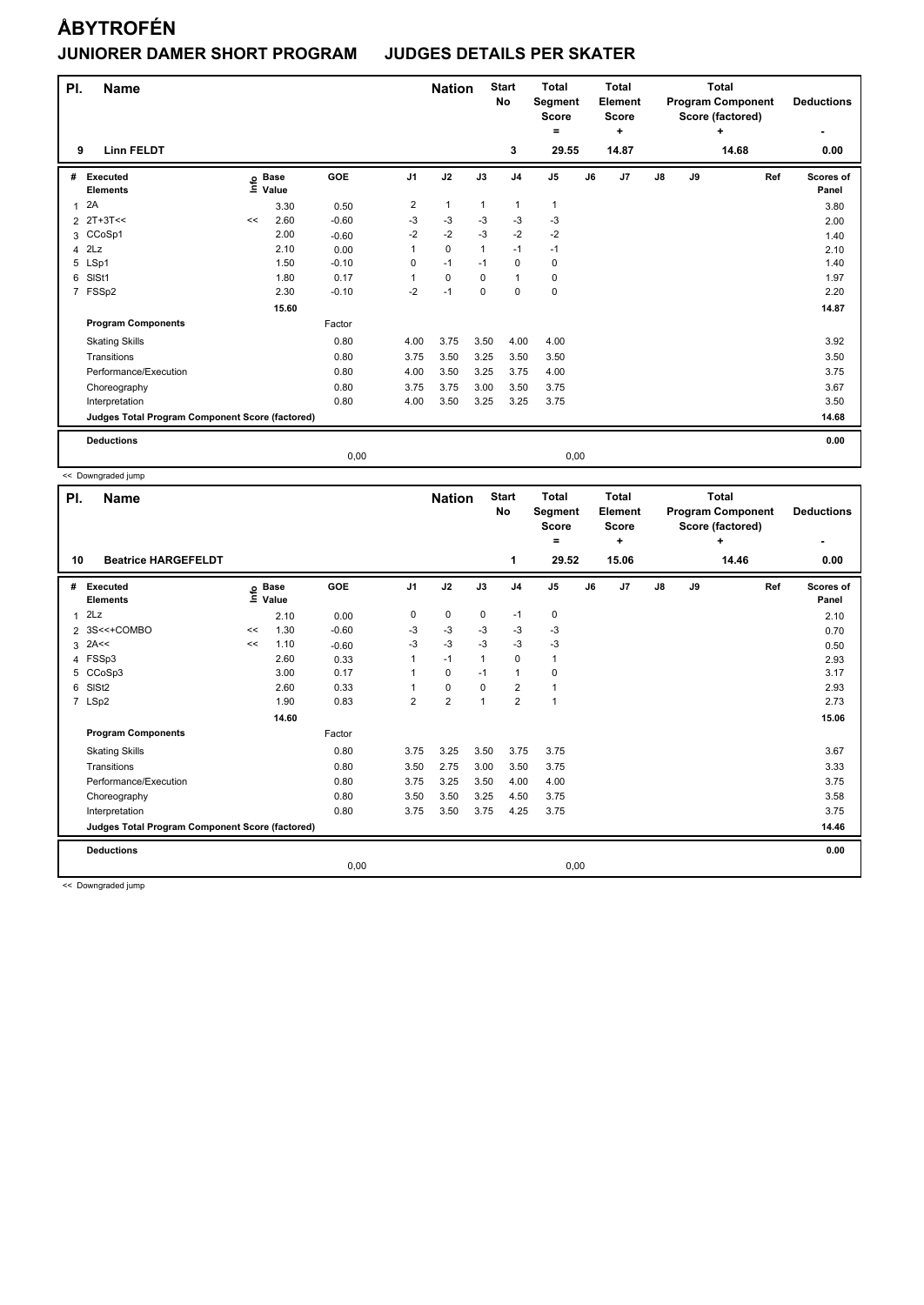# ÅBYTROFÉN

## JUNIORER DAMER SHORT PROGRAM JUDGES DETAILS PER SKATER

| Pl. | Name | Nation | Start No | Total Segment Score = | Total Element Score + | Total Program Component Score (factored) + | Deductions - |
|---|---|---|---|---|---|---|---|
| 9 | Linn FELDT | | 3 | 29.55 | 14.87 | 14.68 | 0.00 |

| # | Executed Elements | Info | Base Value | GOE | J1 | J2 | J3 | J4 | J5 | J6 | J7 | J8 | J9 | Ref | Scores of Panel |
|---|---|---|---|---|---|---|---|---|---|---|---|---|---|---|---|
| 1 | 2A | | 3.30 | 0.50 | 2 | 1 | 1 | 1 | 1 | | | | | | 3.80 |
| 2 | 2T+3T<< | << | 2.60 | -0.60 | -3 | -3 | -3 | -3 | -3 | | | | | | 2.00 |
| 3 | CCoSp1 | | 2.00 | -0.60 | -2 | -2 | -3 | -2 | -2 | | | | | | 1.40 |
| 4 | 2Lz | | 2.10 | 0.00 | 1 | 0 | 1 | -1 | -1 | | | | | | 2.10 |
| 5 | LSp1 | | 1.50 | -0.10 | 0 | -1 | -1 | 0 | 0 | | | | | | 1.40 |
| 6 | SlSt1 | | 1.80 | 0.17 | 1 | 0 | 0 | 1 | 0 | | | | | | 1.97 |
| 7 | FSSp2 | | 2.30 | -0.10 | -2 | -1 | 0 | 0 | 0 | | | | | | 2.20 |
| | | | 15.60 | | | | | | | | | | | | 14.87 |
| | **Program Components** | | | Factor | | | | | | | | | | | |
| | Skating Skills | | | 0.80 | 4.00 | 3.75 | 3.50 | 4.00 | 4.00 | | | | | | 3.92 |
| | Transitions | | | 0.80 | 3.75 | 3.50 | 3.25 | 3.50 | 3.50 | | | | | | 3.50 |
| | Performance/Execution | | | 0.80 | 4.00 | 3.50 | 3.25 | 3.75 | 4.00 | | | | | | 3.75 |
| | Choreography | | | 0.80 | 3.75 | 3.75 | 3.00 | 3.50 | 3.75 | | | | | | 3.67 |
| | Interpretation | | | 0.80 | 4.00 | 3.50 | 3.25 | 3.25 | 3.75 | | | | | | 3.50 |
| | **Judges Total Program Component Score (factored)** | | | | | | | | | | | | | | 14.68 |
| | **Deductions** | | | | | | | | | | | | | | 0.00 |
| | | | | 0,00 | | | | | 0,00 | | | | | | |

<< Downgraded jump

| Pl. | Name | Nation | Start No | Total Segment Score = | Total Element Score + | Total Program Component Score (factored) + | Deductions - |
|---|---|---|---|---|---|---|---|
| 10 | Beatrice HARGEFELDT | | 1 | 29.52 | 15.06 | 14.46 | 0.00 |

| # | Executed Elements | Info | Base Value | GOE | J1 | J2 | J3 | J4 | J5 | J6 | J7 | J8 | J9 | Ref | Scores of Panel |
|---|---|---|---|---|---|---|---|---|---|---|---|---|---|---|---|
| 1 | 2Lz | | 2.10 | 0.00 | 0 | 0 | 0 | -1 | 0 | | | | | | 2.10 |
| 2 | 3S<<+COMBO | << | 1.30 | -0.60 | -3 | -3 | -3 | -3 | -3 | | | | | | 0.70 |
| 3 | 2A<< | << | 1.10 | -0.60 | -3 | -3 | -3 | -3 | -3 | | | | | | 0.50 |
| 4 | FSSp3 | | 2.60 | 0.33 | 1 | -1 | 1 | 0 | 1 | | | | | | 2.93 |
| 5 | CCoSp3 | | 3.00 | 0.17 | 1 | 0 | -1 | 1 | 0 | | | | | | 3.17 |
| 6 | SlSt2 | | 2.60 | 0.33 | 1 | 0 | 0 | 2 | 1 | | | | | | 2.93 |
| 7 | LSp2 | | 1.90 | 0.83 | 2 | 2 | 1 | 2 | 1 | | | | | | 2.73 |
| | | | 14.60 | | | | | | | | | | | | 15.06 |
| | **Program Components** | | | Factor | | | | | | | | | | | |
| | Skating Skills | | | 0.80 | 3.75 | 3.25 | 3.50 | 3.75 | 3.75 | | | | | | 3.67 |
| | Transitions | | | 0.80 | 3.50 | 2.75 | 3.00 | 3.50 | 3.75 | | | | | | 3.33 |
| | Performance/Execution | | | 0.80 | 3.75 | 3.25 | 3.50 | 4.00 | 4.00 | | | | | | 3.75 |
| | Choreography | | | 0.80 | 3.50 | 3.50 | 3.25 | 4.50 | 3.75 | | | | | | 3.58 |
| | Interpretation | | | 0.80 | 3.75 | 3.50 | 3.75 | 4.25 | 3.75 | | | | | | 3.75 |
| | **Judges Total Program Component Score (factored)** | | | | | | | | | | | | | | 14.46 |
| | **Deductions** | | | | | | | | | | | | | | 0.00 |
| | | | | 0,00 | | | | | 0,00 | | | | | | |

<< Downgraded jump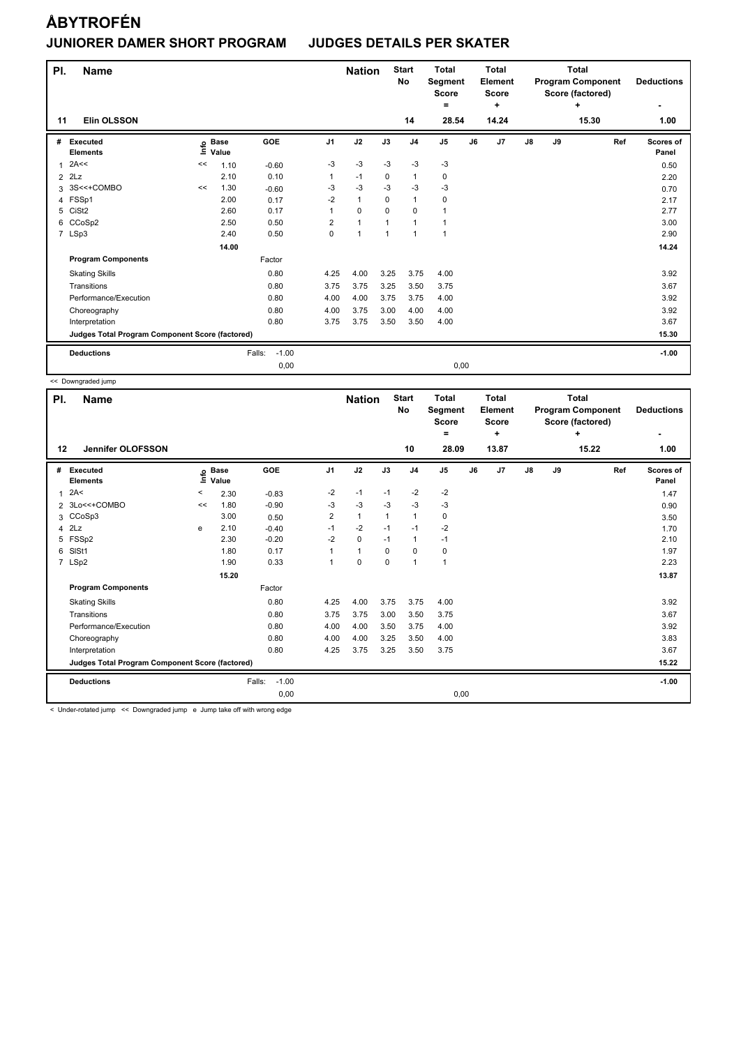# ÅBYTROFÉN

## JUNIORER DAMER SHORT PROGRAM    JUDGES DETAILS PER SKATER

| Pl. | Name | Nation | Start No | Total Segment Score = | Total Element Score + | Total Program Component Score (factored) + | Deductions - |
|---|---|---|---|---|---|---|---|
| 11 | Elin OLSSON | | 14 | 28.54 | 14.24 | 15.30 | 1.00 |

| # | Executed Elements | Info | Base Value | GOE | J1 | J2 | J3 | J4 | J5 | J6 | J7 | J8 | J9 | Ref | Scores of Panel |
|---|---|---|---|---|---|---|---|---|---|---|---|---|---|---|---|
| 1 | 2A<< | << | 1.10 | -0.60 | -3 | -3 | -3 | -3 | -3 | | | | | | 0.50 |
| 2 | 2Lz | | 2.10 | 0.10 | 1 | -1 | 0 | 1 | 0 | | | | | | 2.20 |
| 3 | 3S<<+COMBO | << | 1.30 | -0.60 | -3 | -3 | -3 | -3 | -3 | | | | | | 0.70 |
| 4 | FSSp1 | | 2.00 | 0.17 | -2 | 1 | 0 | 1 | 0 | | | | | | 2.17 |
| 5 | CiSt2 | | 2.60 | 0.17 | 1 | 0 | 0 | 0 | 1 | | | | | | 2.77 |
| 6 | CCoSp2 | | 2.50 | 0.50 | 2 | 1 | 1 | 1 | 1 | | | | | | 3.00 |
| 7 | LSp3 | | 2.40 | 0.50 | 0 | 1 | 1 | 1 | 1 | | | | | | 2.90 |
| | | | 14.00 | | | | | | | | | | | | 14.24 |
| | **Program Components** | | | Factor | | | | | | | | | | | |
| | Skating Skills | | | 0.80 | 4.25 | 4.00 | 3.25 | 3.75 | 4.00 | | | | | | 3.92 |
| | Transitions | | | 0.80 | 3.75 | 3.75 | 3.25 | 3.50 | 3.75 | | | | | | 3.67 |
| | Performance/Execution | | | 0.80 | 4.00 | 4.00 | 3.75 | 3.75 | 4.00 | | | | | | 3.92 |
| | Choreography | | | 0.80 | 4.00 | 3.75 | 3.00 | 4.00 | 4.00 | | | | | | 3.92 |
| | Interpretation | | | 0.80 | 3.75 | 3.75 | 3.50 | 3.50 | 4.00 | | | | | | 3.67 |
| | **Judges Total Program Component Score (factored)** | | | | | | | | | | | | | | 15.30 |
| | **Deductions** | | | Falls: -1.00 | | | | | | | | | | | -1.00 |
| | | | | 0,00 | | | | | 0,00 | | | | | | |

<< Downgraded jump

| Pl. | Name | Nation | Start No | Total Segment Score = | Total Element Score + | Total Program Component Score (factored) + | Deductions - |
|---|---|---|---|---|---|---|---|
| 12 | Jennifer OLOFSSON | | 10 | 28.09 | 13.87 | 15.22 | 1.00 |

| # | Executed Elements | Info | Base Value | GOE | J1 | J2 | J3 | J4 | J5 | J6 | J7 | J8 | J9 | Ref | Scores of Panel |
|---|---|---|---|---|---|---|---|---|---|---|---|---|---|---|---|
| 1 | 2A< | < | 2.30 | -0.83 | -2 | -1 | -1 | -2 | -2 | | | | | | 1.47 |
| 2 | 3Lo<<+COMBO | << | 1.80 | -0.90 | -3 | -3 | -3 | -3 | -3 | | | | | | 0.90 |
| 3 | CCoSp3 | | 3.00 | 0.50 | 2 | 1 | 1 | 1 | 0 | | | | | | 3.50 |
| 4 | 2Lz | e | 2.10 | -0.40 | -1 | -2 | -1 | -1 | -2 | | | | | | 1.70 |
| 5 | FSSp2 | | 2.30 | -0.20 | -2 | 0 | -1 | 1 | -1 | | | | | | 2.10 |
| 6 | SlSt1 | | 1.80 | 0.17 | 1 | 1 | 0 | 0 | 0 | | | | | | 1.97 |
| 7 | LSp2 | | 1.90 | 0.33 | 1 | 0 | 0 | 1 | 1 | | | | | | 2.23 |
| | | | 15.20 | | | | | | | | | | | | 13.87 |
| | **Program Components** | | | Factor | | | | | | | | | | | |
| | Skating Skills | | | 0.80 | 4.25 | 4.00 | 3.75 | 3.75 | 4.00 | | | | | | 3.92 |
| | Transitions | | | 0.80 | 3.75 | 3.75 | 3.00 | 3.50 | 3.75 | | | | | | 3.67 |
| | Performance/Execution | | | 0.80 | 4.00 | 4.00 | 3.50 | 3.75 | 4.00 | | | | | | 3.92 |
| | Choreography | | | 0.80 | 4.00 | 4.00 | 3.25 | 3.50 | 4.00 | | | | | | 3.83 |
| | Interpretation | | | 0.80 | 4.25 | 3.75 | 3.25 | 3.50 | 3.75 | | | | | | 3.67 |
| | **Judges Total Program Component Score (factored)** | | | | | | | | | | | | | | 15.22 |
| | **Deductions** | | | Falls: -1.00 | | | | | | | | | | | -1.00 |
| | | | | 0,00 | | | | | 0,00 | | | | | | |

< Under-rotated jump   << Downgraded jump   e Jump take off with wrong edge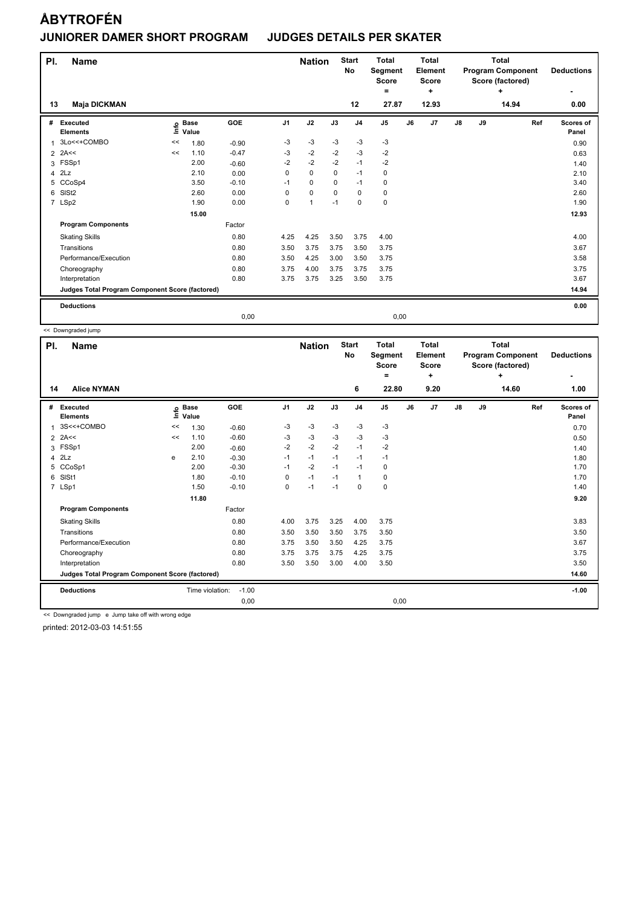# ÅBYTROFÉN

## JUNIORER DAMER SHORT PROGRAM JUDGES DETAILS PER SKATER

| Pl. | Name | | | | Nation | Start No | Total Segment Score = | Total Element Score + | Total Program Component Score (factored) + | Deductions - |
|---|---|---|---|---|---|---|---|---|---|---|
| 13 | Maja DICKMAN | | | | | 12 | 27.87 | 12.93 | 14.94 | 0.00 |

| # | Executed Elements | Info | Base Value | GOE | J1 | J2 | J3 | J4 | J5 | J6 | J7 | J8 | J9 | Ref | Scores of Panel |
|---|---|---|---|---|---|---|---|---|---|---|---|---|---|---|---|
| 1 | 3Lo<<+COMBO | << | 1.80 | -0.90 | -3 | -3 | -3 | -3 | -3 | | | | | | 0.90 |
| 2 | 2A<< | << | 1.10 | -0.47 | -3 | -2 | -2 | -3 | -2 | | | | | | 0.63 |
| 3 | FSSp1 | | 2.00 | -0.60 | -2 | -2 | -2 | -1 | -2 | | | | | | 1.40 |
| 4 | 2Lz | | 2.10 | 0.00 | 0 | 0 | 0 | -1 | 0 | | | | | | 2.10 |
| 5 | CCoSp4 | | 3.50 | -0.10 | -1 | 0 | 0 | -1 | 0 | | | | | | 3.40 |
| 6 | SlSt2 | | 2.60 | 0.00 | 0 | 0 | 0 | 0 | 0 | | | | | | 2.60 |
| 7 | LSp2 | | 1.90 | 0.00 | 0 | 1 | -1 | 0 | 0 | | | | | | 1.90 |
| | | | 15.00 | | | | | | | | | | | | 12.93 |
| | Program Components | | | Factor | | | | | | | | | | | |
| | Skating Skills | | | 0.80 | 4.25 | 4.25 | 3.50 | 3.75 | 4.00 | | | | | | 4.00 |
| | Transitions | | | 0.80 | 3.50 | 3.75 | 3.75 | 3.50 | 3.75 | | | | | | 3.67 |
| | Performance/Execution | | | 0.80 | 3.50 | 4.25 | 3.00 | 3.50 | 3.75 | | | | | | 3.58 |
| | Choreography | | | 0.80 | 3.75 | 4.00 | 3.75 | 3.75 | 3.75 | | | | | | 3.75 |
| | Interpretation | | | 0.80 | 3.75 | 3.75 | 3.25 | 3.50 | 3.75 | | | | | | 3.67 |
| | Judges Total Program Component Score (factored) | | | | | | | | | | | | | | 14.94 |
| | Deductions | | | | | | | | | | | | | | 0.00 |
| | | | | 0,00 | | | | | 0,00 | | | | | | |

<< Downgraded jump

| Pl. | Name | | | | Nation | Start No | Total Segment Score = | Total Element Score + | Total Program Component Score (factored) + | Deductions - |
|---|---|---|---|---|---|---|---|---|---|---|
| 14 | Alice NYMAN | | | | | 6 | 22.80 | 9.20 | 14.60 | 1.00 |

| # | Executed Elements | Info | Base Value | GOE | J1 | J2 | J3 | J4 | J5 | J6 | J7 | J8 | J9 | Ref | Scores of Panel |
|---|---|---|---|---|---|---|---|---|---|---|---|---|---|---|---|
| 1 | 3S<<+COMBO | << | 1.30 | -0.60 | -3 | -3 | -3 | -3 | -3 | | | | | | 0.70 |
| 2 | 2A<< | << | 1.10 | -0.60 | -3 | -3 | -3 | -3 | -3 | | | | | | 0.50 |
| 3 | FSSp1 | | 2.00 | -0.60 | -2 | -2 | -2 | -1 | -2 | | | | | | 1.40 |
| 4 | 2Lz | e | 2.10 | -0.30 | -1 | -1 | -1 | -1 | -1 | | | | | | 1.80 |
| 5 | CCoSp1 | | 2.00 | -0.30 | -1 | -2 | -1 | -1 | 0 | | | | | | 1.70 |
| 6 | SlSt1 | | 1.80 | -0.10 | 0 | -1 | -1 | 1 | 0 | | | | | | 1.70 |
| 7 | LSp1 | | 1.50 | -0.10 | 0 | -1 | -1 | 0 | 0 | | | | | | 1.40 |
| | | | 11.80 | | | | | | | | | | | | 9.20 |
| | Program Components | | | Factor | | | | | | | | | | | |
| | Skating Skills | | | 0.80 | 4.00 | 3.75 | 3.25 | 4.00 | 3.75 | | | | | | 3.83 |
| | Transitions | | | 0.80 | 3.50 | 3.50 | 3.50 | 3.75 | 3.50 | | | | | | 3.50 |
| | Performance/Execution | | | 0.80 | 3.75 | 3.50 | 3.50 | 4.25 | 3.75 | | | | | | 3.67 |
| | Choreography | | | 0.80 | 3.75 | 3.75 | 3.75 | 4.25 | 3.75 | | | | | | 3.75 |
| | Interpretation | | | 0.80 | 3.50 | 3.50 | 3.00 | 4.00 | 3.50 | | | | | | 3.50 |
| | Judges Total Program Component Score (factored) | | | | | | | | | | | | | | 14.60 |
| | Deductions | Time violation: | | -1.00 | | | | | | | | | | | -1.00 |
| | | | | 0,00 | | | | | 0,00 | | | | | | |

<< Downgraded jump e Jump take off with wrong edge

printed: 2012-03-03 14:51:55